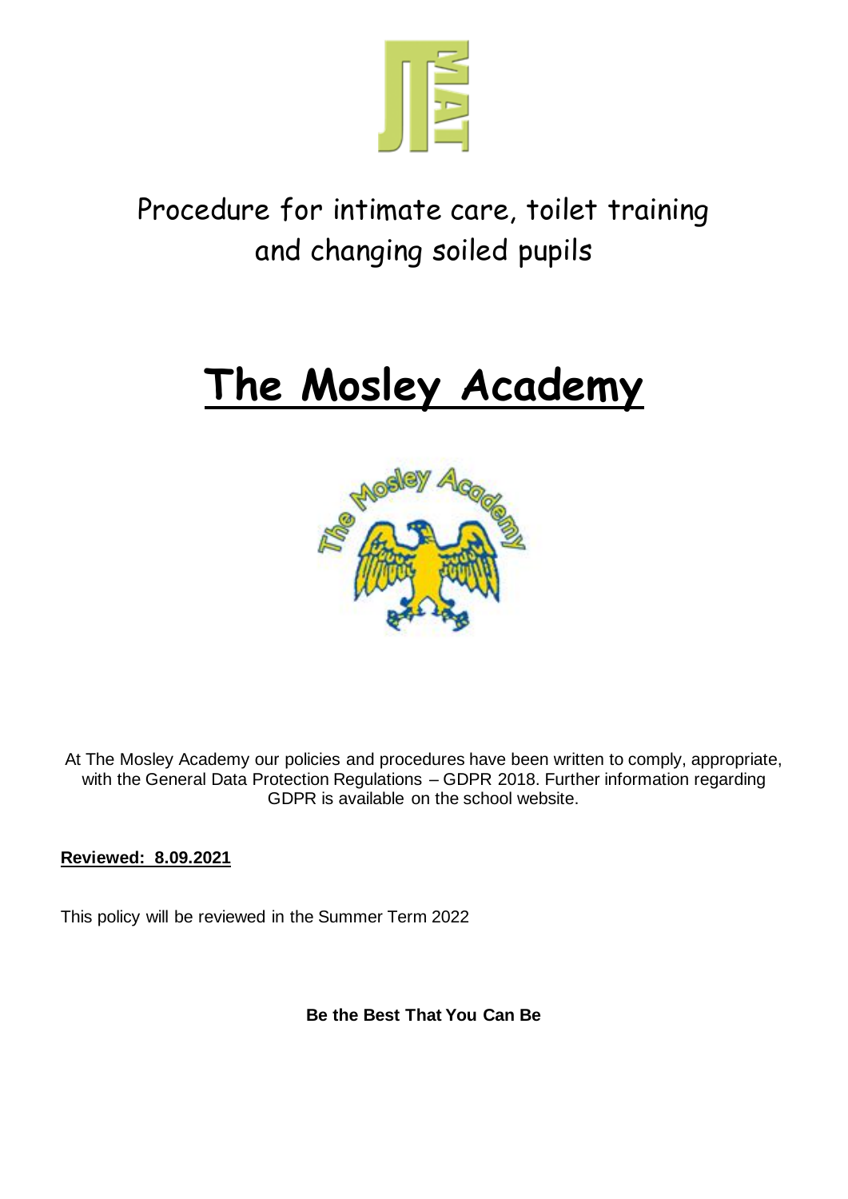# Procedure for intimate care, toilet training and changing soiled pupils

# The Mosley Academy

At The Mosley Academy our policies and procedures have been written to comply, appropriate, with the General Data Protection Regulations – GDPR 2018. Further information regarding GDPR is available on the school website.

**Reviewed: 8.09.2021**

This policy will be reviewed in the Summer Term 2022

**Be the Best That You Can Be**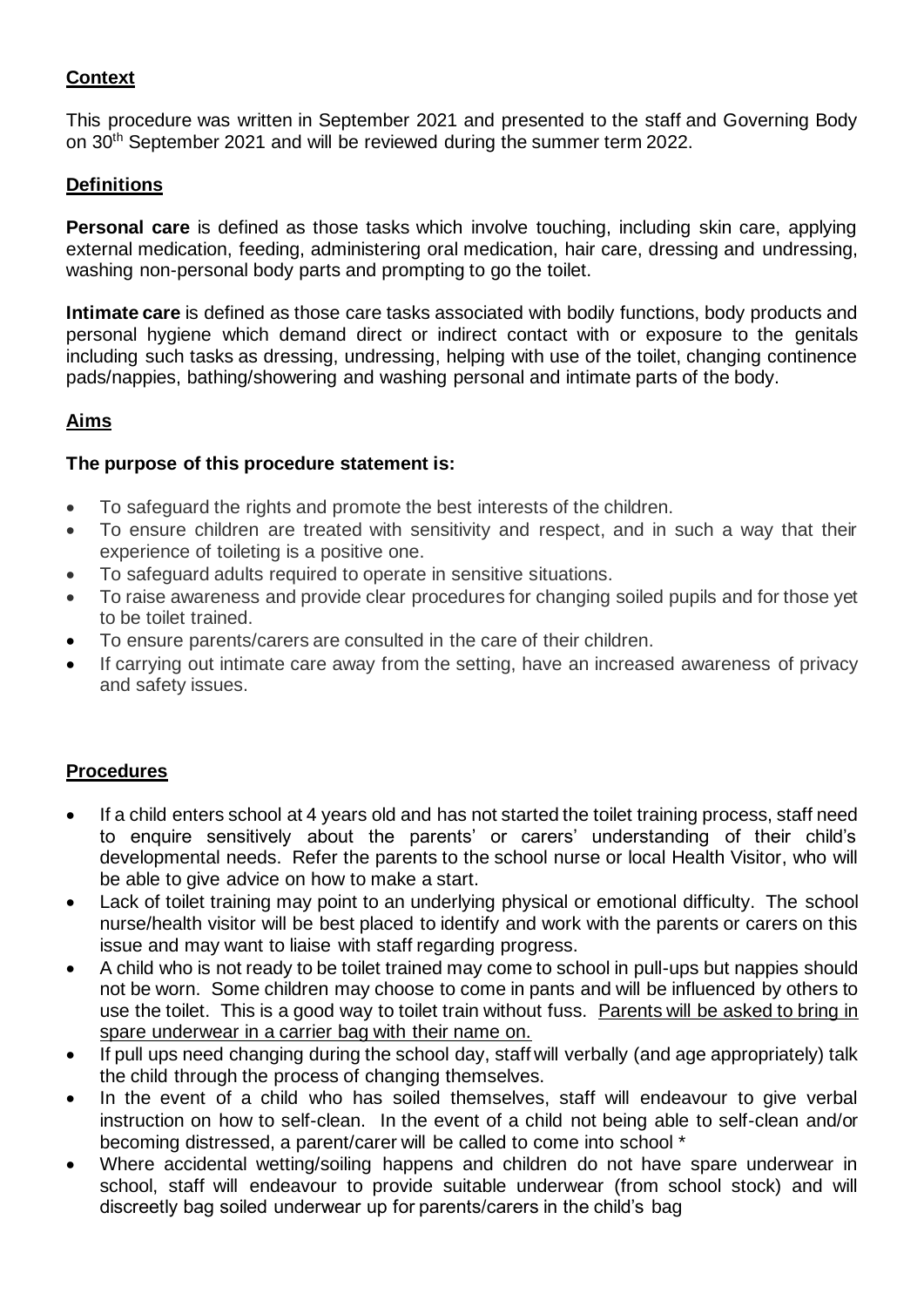## Context

This procedure was written in September 2021 and presented to the staff and Governing Body on 30th September 2021 and will be reviewed during the summer term 2022.

## Definitions

**Personal care** is defined as those tasks which involve touching, including skin care, applying external medication, feeding, administering oral medication, hair care, dressing and undressing, washing non-personal body parts and prompting to go the toilet.

**Intimate care** is defined as those care tasks associated with bodily functions, body products and personal hygiene which demand direct or indirect contact with or exposure to the genitals including such tasks as dressing, undressing, helping with use of the toilet, changing continence pads/nappies, bathing/showering and washing personal and intimate parts of the body.

## Aims

**The purpose of this procedure statement is:**

- To safeguard the rights and promote the best interests of the children.
- To ensure children are treated with sensitivity and respect, and in such a way that their experience of toileting is a positive one.
- To safeguard adults required to operate in sensitive situations.
- To raise awareness and provide clear procedures for changing soiled pupils and for those yet to be toilet trained.
- To ensure parents/carers are consulted in the care of their children.
- If carrying out intimate care away from the setting, have an increased awareness of privacy and safety issues.

## Procedures

- If a child enters school at 4 years old and has not started the toilet training process, staff need to enquire sensitively about the parents' or carers' understanding of their child's developmental needs. Refer the parents to the school nurse or local Health Visitor, who will be able to give advice on how to make a start.
- Lack of toilet training may point to an underlying physical or emotional difficulty. The school nurse/health visitor will be best placed to identify and work with the parents or carers on this issue and may want to liaise with staff regarding progress.
- A child who is not ready to be toilet trained may come to school in pull-ups but nappies should not be worn. Some children may choose to come in pants and will be influenced by others to use the toilet. This is a good way to toilet train without fuss. <u>Parents will be asked to bring in spare underwear in a carrier bag with their name on.</u>
- If pull ups need changing during the school day, staff will verbally (and age appropriately) talk the child through the process of changing themselves.
- In the event of a child who has soiled themselves, staff will endeavour to give verbal instruction on how to self-clean. In the event of a child not being able to self-clean and/or becoming distressed, a parent/carer will be called to come into school *
- Where accidental wetting/soiling happens and children do not have spare underwear in school, staff will endeavour to provide suitable underwear (from school stock) and will discreetly bag soiled underwear up for parents/carers in the child's bag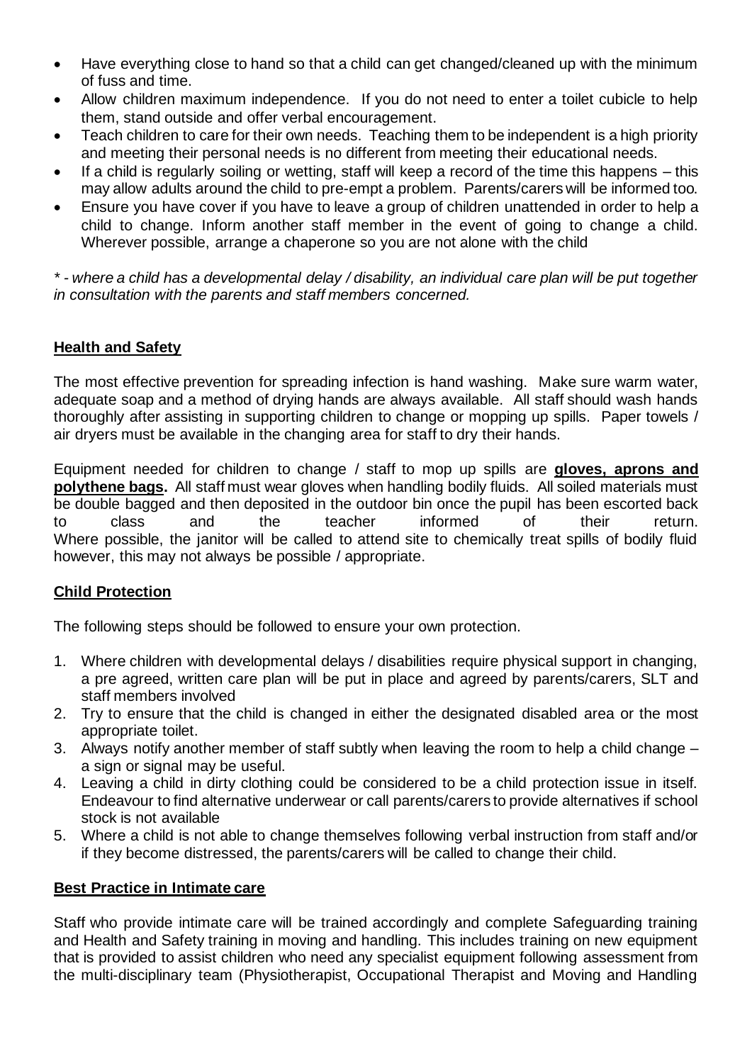- Have everything close to hand so that a child can get changed/cleaned up with the minimum of fuss and time.
- Allow children maximum independence. If you do not need to enter a toilet cubicle to help them, stand outside and offer verbal encouragement.
- Teach children to care for their own needs. Teaching them to be independent is a high priority and meeting their personal needs is no different from meeting their educational needs.
- If a child is regularly soiling or wetting, staff will keep a record of the time this happens – this may allow adults around the child to pre-empt a problem. Parents/carers will be informed too.
- Ensure you have cover if you have to leave a group of children unattended in order to help a child to change. Inform another staff member in the event of going to change a child. Wherever possible, arrange a chaperone so you are not alone with the child

*\* - where a child has a developmental delay / disability, an individual care plan will be put together in consultation with the parents and staff members concerned.*

## Health and Safety

The most effective prevention for spreading infection is hand washing. Make sure warm water, adequate soap and a method of drying hands are always available. All staff should wash hands thoroughly after assisting in supporting children to change or mopping up spills. Paper towels / air dryers must be available in the changing area for staff to dry their hands.

Equipment needed for children to change / staff to mop up spills are **gloves, aprons and polythene bags.** All staff must wear gloves when handling bodily fluids. All soiled materials must be double bagged and then deposited in the outdoor bin once the pupil has been escorted back to class and the teacher informed of their return.
Where possible, the janitor will be called to attend site to chemically treat spills of bodily fluid however, this may not always be possible / appropriate.

## Child Protection

The following steps should be followed to ensure your own protection.

1. Where children with developmental delays / disabilities require physical support in changing, a pre agreed, written care plan will be put in place and agreed by parents/carers, SLT and staff members involved
2. Try to ensure that the child is changed in either the designated disabled area or the most appropriate toilet.
3. Always notify another member of staff subtly when leaving the room to help a child change – a sign or signal may be useful.
4. Leaving a child in dirty clothing could be considered to be a child protection issue in itself. Endeavour to find alternative underwear or call parents/carers to provide alternatives if school stock is not available
5. Where a child is not able to change themselves following verbal instruction from staff and/or if they become distressed, the parents/carers will be called to change their child.

## Best Practice in Intimate care

Staff who provide intimate care will be trained accordingly and complete Safeguarding training and Health and Safety training in moving and handling. This includes training on new equipment that is provided to assist children who need any specialist equipment following assessment from the multi-disciplinary team (Physiotherapist, Occupational Therapist and Moving and Handling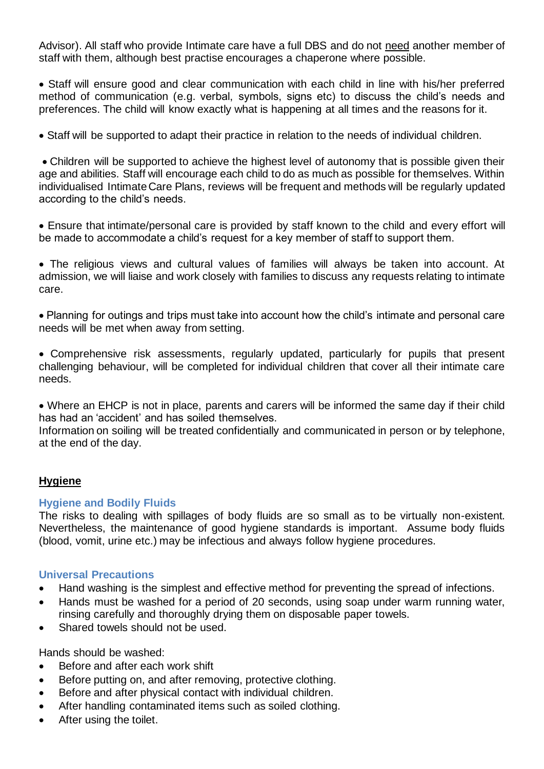Advisor). All staff who provide Intimate care have a full DBS and do not <u>need</u> another member of staff with them, although best practise encourages a chaperone where possible.

- Staff will ensure good and clear communication with each child in line with his/her preferred method of communication (e.g. verbal, symbols, signs etc) to discuss the child's needs and preferences. The child will know exactly what is happening at all times and the reasons for it.

- Staff will be supported to adapt their practice in relation to the needs of individual children.

- Children will be supported to achieve the highest level of autonomy that is possible given their age and abilities. Staff will encourage each child to do as much as possible for themselves. Within individualised Intimate Care Plans, reviews will be frequent and methods will be regularly updated according to the child's needs.

- Ensure that intimate/personal care is provided by staff known to the child and every effort will be made to accommodate a child's request for a key member of staff to support them.

- The religious views and cultural values of families will always be taken into account. At admission, we will liaise and work closely with families to discuss any requests relating to intimate care.

- Planning for outings and trips must take into account how the child's intimate and personal care needs will be met when away from setting.

- Comprehensive risk assessments, regularly updated, particularly for pupils that present challenging behaviour, will be completed for individual children that cover all their intimate care needs.

- Where an EHCP is not in place, parents and carers will be informed the same day if their child has had an 'accident' and has soiled themselves.
Information on soiling will be treated confidentially and communicated in person or by telephone, at the end of the day.

## <u>Hygiene</u>

### Hygiene and Bodily Fluids

The risks to dealing with spillages of body fluids are so small as to be virtually non-existent. Nevertheless, the maintenance of good hygiene standards is important. Assume body fluids (blood, vomit, urine etc.) may be infectious and always follow hygiene procedures.

### Universal Precautions

- Hand washing is the simplest and effective method for preventing the spread of infections.
- Hands must be washed for a period of 20 seconds, using soap under warm running water, rinsing carefully and thoroughly drying them on disposable paper towels.
- Shared towels should not be used.

Hands should be washed:

- Before and after each work shift
- Before putting on, and after removing, protective clothing.
- Before and after physical contact with individual children.
- After handling contaminated items such as soiled clothing.
- After using the toilet.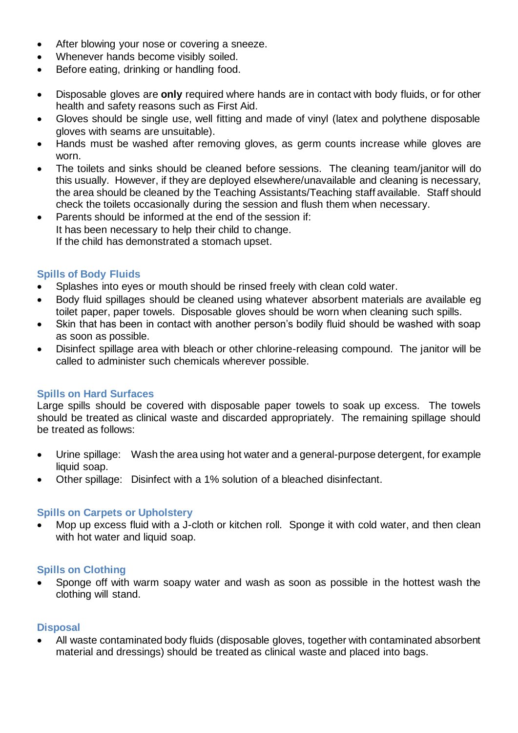- After blowing your nose or covering a sneeze.
- Whenever hands become visibly soiled.
- Before eating, drinking or handling food.

- Disposable gloves are **only** required where hands are in contact with body fluids, or for other health and safety reasons such as First Aid.
- Gloves should be single use, well fitting and made of vinyl (latex and polythene disposable gloves with seams are unsuitable).
- Hands must be washed after removing gloves, as germ counts increase while gloves are worn.
- The toilets and sinks should be cleaned before sessions. The cleaning team/janitor will do this usually. However, if they are deployed elsewhere/unavailable and cleaning is necessary, the area should be cleaned by the Teaching Assistants/Teaching staff available. Staff should check the toilets occasionally during the session and flush them when necessary.
- Parents should be informed at the end of the session if:
  It has been necessary to help their child to change.
  If the child has demonstrated a stomach upset.

### Spills of Body Fluids

- Splashes into eyes or mouth should be rinsed freely with clean cold water.
- Body fluid spillages should be cleaned using whatever absorbent materials are available eg toilet paper, paper towels. Disposable gloves should be worn when cleaning such spills.
- Skin that has been in contact with another person's bodily fluid should be washed with soap as soon as possible.
- Disinfect spillage area with bleach or other chlorine-releasing compound. The janitor will be called to administer such chemicals wherever possible.

### Spills on Hard Surfaces

Large spills should be covered with disposable paper towels to soak up excess. The towels should be treated as clinical waste and discarded appropriately. The remaining spillage should be treated as follows:

- Urine spillage: Wash the area using hot water and a general-purpose detergent, for example liquid soap.
- Other spillage: Disinfect with a 1% solution of a bleached disinfectant.

### Spills on Carpets or Upholstery

- Mop up excess fluid with a J-cloth or kitchen roll. Sponge it with cold water, and then clean with hot water and liquid soap.

### Spills on Clothing

- Sponge off with warm soapy water and wash as soon as possible in the hottest wash the clothing will stand.

### Disposal

- All waste contaminated body fluids (disposable gloves, together with contaminated absorbent material and dressings) should be treated as clinical waste and placed into bags.